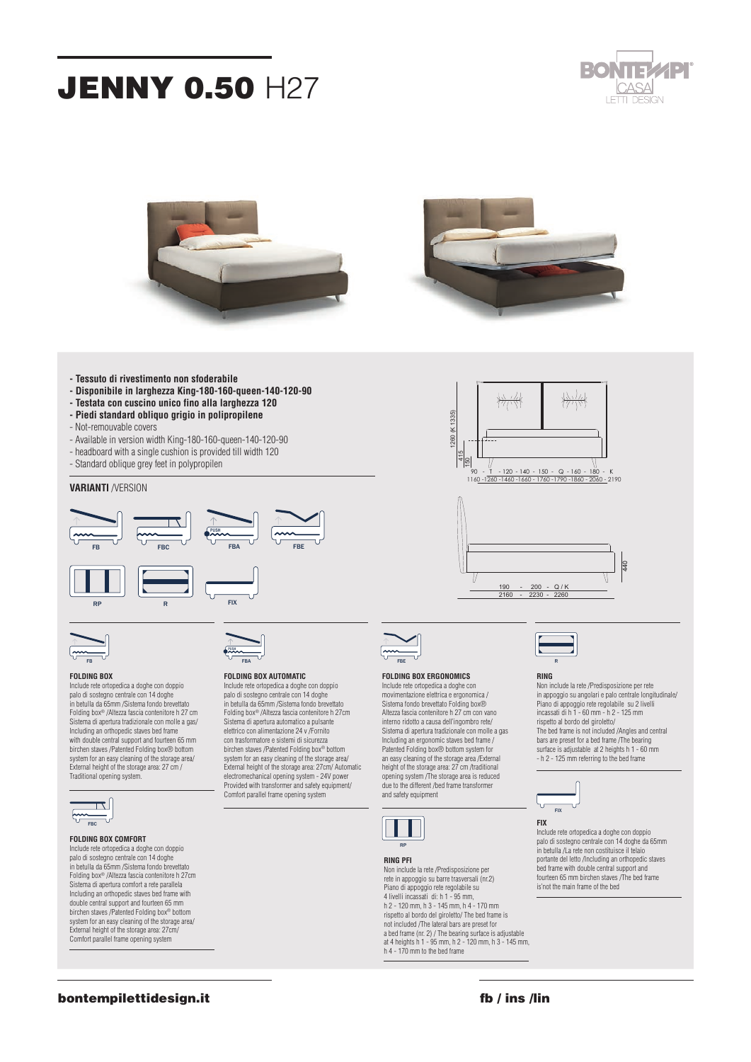# JENNY 0.50 H27

BONTEMPI CASA LETTI DESIGN

- **Tessuto di rivestimento non sfoderabile**
- **Disponibile in larghezza King-180-160-queen-140-120-90**
- **Testata con cuscino unico fino alla larghezza 120**
- **Piedi standard obliquo grigio in polipropilene**
- Not-removable covers
- Available in version width King-180-160-queen-140-120-90
- headboard with a single cushion is provided till width 120
- Standard oblique grey feet in polypropilen

1260 (K 1335)
415
150
90 - T - 120 - 140 - 150 - Q - 160 - 180 - K
1160 -1260 -1460 -1660 - 1760 -1790 -1860 - 2060 - 2190

440
190 - 200 - Q / K
2160 - 2230 - 2260

**VARIANTI** /VERSION

FB, FBC, FBA, FBE, RP, R, FIX

**FOLDING BOX**
Include rete ortopedica a doghe con doppio palo di sostegno centrale con 14 doghe in betulla da 65mm /Sistema fondo brevettato Folding box® /Altezza fascia contenitore h 27 cm Sistema di apertura tradizionale con molle a gas/ Including an orthopedic staves bed frame with double central support and fourteen 65 mm birchen staves /Patented Folding box® bottom system for an easy cleaning of the storage area/ External height of the storage area: 27 cm / Traditional opening system.

**FOLDING BOX COMFORT**
Include rete ortopedica a doghe con doppio palo di sostegno centrale con 14 doghe in betulla da 65mm /Sistema fondo brevettato Folding box® /Altezza fascia contenitore h 27cm Sistema di apertura comfort a rete parallela Including an orthopedic staves bed frame with double central support and fourteen 65 mm birchen staves /Patented Folding box® bottom system for an easy cleaning of the storage area/ External height of the storage area: 27cm/ Comfort parallel frame opening system

**FOLDING BOX AUTOMATIC**
Include rete ortopedica a doghe con doppio palo di sostegno centrale con 14 doghe in betulla da 65mm /Sistema fondo brevettato Folding box® /Altezza fascia contenitore h 27cm Sistema di apertura automatico a pulsante elettrico con alimentazione 24 v /Fornito con trasformatore e sistemi di sicurezza Including an orthopedic staves bed frame with double central support and fourteen 65 mm birchen staves /Patented Folding box® bottom system for an easy cleaning of the storage area/ External height of the storage area: 27cm/ Automatic electromechanical opening system - 24V power Provided with transformer and safety equipment/ Comfort parallel frame opening system

**FOLDING BOX ERGONOMICS**
Include rete ortopedica a doghe con movimentazione elettrica e ergonomica / Sistema fondo brevettato Folding box® Altezza fascia contenitore h 27 cm con vano interno ridotto a causa dell'ingombro rete/ Sistema di apertura tradizionale con molle a gas Including an ergonomic staves bed frame / Patented Folding box® bottom system for an easy cleaning of the storage area /External height of the storage area: 27 cm /traditional opening system /The storage area is reduced due to the different /bed frame transformer and safety equipment

**RING PFI**
Non include la rete /Predisposizione per rete in appoggio su barre trasversali (nr.2) Piano di appoggio rete regolabile su 4 livelli incassati di: h 1 - 95 mm, h 2 - 120 mm, h 3 - 145 mm, h 4 - 170 mm rispetto al bordo del giroletto/ The bed frame is not included /The lateral bars are preset for a bed frame (nr. 2) / The bearing surface is adjustable at 4 heights h 1 - 95 mm, h 2 - 120 mm, h 3 - 145 mm, h 4 - 170 mm to the bed frame

**RING**
Non include la rete /Predisposizione per rete in appoggio su angolari e palo centrale longitudinale/ Piano di appoggio rete regolabile su 2 livelli incassati di h 1 - 60 mm - h 2 - 125 mm rispetto al bordo del giroletto/ The bed frame is not included /Angles and central bars are preset for a bed frame /The bearing surface is adjustable at 2 heights h 1 - 60 mm - h 2 - 125 mm referring to the bed frame

**FIX**
Include rete ortopedica a doghe con doppio palo di sostegno centrale con 14 doghe da 65mm in betulla /La rete non costituisce il telaio portante del letto /Including an orthopedic staves bed frame with double central support and fourteen 65 mm birchen staves /The bed frame is'not the main frame of the bed

**bontempilettidesign.it** **fb / ins /lin**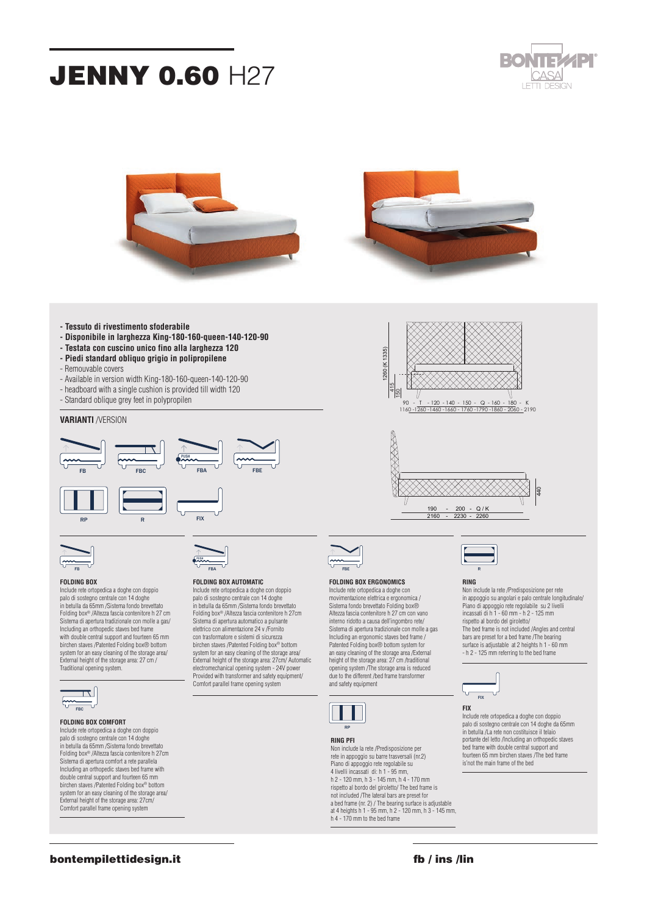# **JENNY 0.60** H27

- **Tessuto di rivestimento sfoderabile**
- **Disponibile in larghezza King-180-160-queen-140-120-90**
- **Testata con cuscino unico fino alla larghezza 120**
- **Piedi standard obliquo grigio in polipropilene**
- Remouvable covers
- Available in version width King-180-160-queen-140-120-90
- headboard with a single cushion is provided till width 120
- Standard oblique grey feet in polypropilen

1260 (K 1335)
415
150

90 - T - 120 - 140 - 150 - Q - 160 - 180 - K
1160 -1260 -1460 -1660 - 1760 -1790 -1860 - 2060 - 2190

440

190 - 200 - Q / K
2160 - 2230 - 2260

**VARIANTI** /VERSION

FB, FBC, FBA, FBE, RP, R, FIX

### FOLDING BOX

Include rete ortopedica a doghe con doppio palo di sostegno centrale con 14 doghe in betulla da 65mm /Sistema fondo brevettato Folding box® /Altezza fascia contenitore h 27 cm Sistema di apertura tradizionale con molle a gas/ Including an orthopedic staves bed frame with double central support and fourteen 65 mm birchen staves /Patented Folding box® bottom system for an easy cleaning of the storage area/ External height of the storage area: 27 cm / Traditional opening system.

### FOLDING BOX COMFORT

Include rete ortopedica a doghe con doppio palo di sostegno centrale con 14 doghe in betulla da 65mm /Sistema fondo brevettato Folding box® /Altezza fascia contenitore h 27cm Sistema di apertura comfort a rete parallela Including an orthopedic staves bed frame with double central support and fourteen 65 mm birchen staves /Patented Folding box® bottom system for an easy cleaning of the storage area/ External height of the storage area: 27cm/ Comfort parallel frame opening system

### FOLDING BOX AUTOMATIC

Include rete ortopedica a doghe con doppio palo di sostegno centrale con 14 doghe in betulla da 65mm /Sistema fondo brevettato Folding box® /Altezza fascia contenitore h 27cm Sistema di apertura automatico a pulsante elettrico con alimentazione 24 v /Fornito con trasformatore e sistemi di sicurezza Including an orthopedic staves bed frame with double central support and fourteen 65 mm birchen staves /Patented Folding box® bottom system for an easy cleaning of the storage area/ External height of the storage area: 27cm/ Automatic electromechanical opening system - 24V power Provided with transformer and safety equipment/ Comfort parallel frame opening system

### FOLDING BOX ERGONOMICS

Include rete ortopedica a doghe con movimentazione elettrica e ergonomica / Sistema fondo brevettato Folding box® Altezza fascia contenitore h 27 cm con vano interno ridotto a causa dell'ingombro rete/ Sistema di apertura tradizionale con molle a gas Including an ergonomic staves bed frame / Patented Folding box® bottom system for an easy cleaning of the storage area /External height of the storage area: 27 cm /traditional opening system /The storage area is reduced due to the different /bed frame transformer and safety equipment

### RING PFI

Non include la rete /Predisposizione per rete in appoggio su barre trasversali (nr.2) Piano di appoggio rete regolabile su 4 livelli incassati di: h 1 - 95 mm, h 2 - 120 mm, h 3 - 145 mm, h 4 - 170 mm rispetto al bordo del giroletto/ The bed frame is not included /The lateral bars are preset for a bed frame (nr. 2) / The bearing surface is adjustable at 4 heights h 1 - 95 mm, h 2 - 120 mm, h 3 - 145 mm, h 4 - 170 mm to the bed frame

### RING

Non include la rete /Predisposizione per rete in appoggio su angolari e palo centrale longitudinale/ Piano di appoggio rete regolabile su 2 livelli incassati di h 1 - 60 mm - h 2 - 125 mm rispetto al bordo del giroletto/ The bed frame is not included /Angles and central bars are preset for a bed frame /The bearing surface is adjustable at 2 heights h 1 - 60 mm - h 2 - 125 mm referring to the bed frame

### FIX

Include rete ortopedica a doghe con doppio palo di sostegno centrale con 14 doghe da 65mm in betulla /La rete non costituisce il telaio portante del letto /Including an orthopedic staves bed frame with double central support and fourteen 65 mm birchen staves /The bed frame is'not the main frame of the bed

**bontempilettidesign.it** **fb / ins /lin**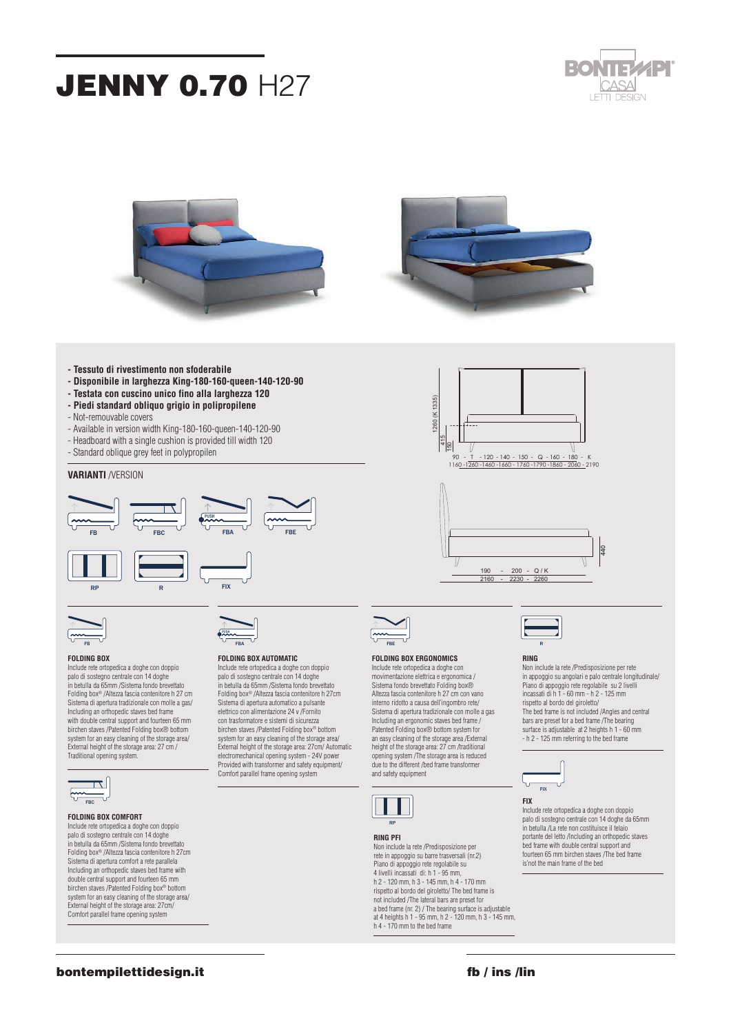# JENNY 0.70 H27

BONTEMPI CASA LETTI DESIGN

- **Tessuto di rivestimento non sfoderabile**
- **Disponibile in larghezza King-180-160-queen-140-120-90**
- **Testata con cuscino unico fino alla larghezza 120**
- **Piedi standard obliquo grigio in polipropilene**
- Not-removable covers
- Available in version width King-180-160-queen-140-120-90
- Headboard with a single cushion is provided till width 120
- Standard oblique grey feet in polypropilen

1260 (K 1335)
415
150

90 - T - 120 - 140 - 150 - Q - 160 - 180 - K
1160 - 1260 - 1460 - 1660 - 1760 - 1790 - 1860 - 2060 - 2190

440

190 - 200 - Q / K
2160 - 2230 - 2260

**VARIANTI** /VERSION

FB · FBC · FBA · FBE · RP · R · FIX

**FOLDING BOX**
Include rete ortopedica a doghe con doppio palo di sostegno centrale con 14 doghe in betulla da 65mm /Sistema fondo brevettato Folding box® /Altezza fascia contenitore h 27 cm Sistema di apertura tradizionale con molle a gas/ Including an orthopedic staves bed frame with double central support and fourteen 65 mm birchen staves /Patented Folding box® bottom system for an easy cleaning of the storage area/ External height of the storage area: 27 cm / Traditional opening system.

**FOLDING BOX COMFORT**
Include rete ortopedica a doghe con doppio palo di sostegno centrale con 14 doghe in betulla da 65mm /Sistema fondo brevettato Folding box® /Altezza fascia contenitore h 27cm /Sistema di apertura comfort a rete parallela Including an orthopedic staves bed frame with double central support and fourteen 65 mm birchen staves /Patented Folding box® bottom system for an easy cleaning of the storage area/ External height of the storage area: 27cm/ Comfort parallel frame opening system

**FOLDING BOX AUTOMATIC**
Include rete ortopedica a doghe con doppio palo di sostegno centrale con 14 doghe in betulla da 65mm /Sistema fondo brevettato Folding box® /Altezza fascia contenitore h 27cm Sistema di apertura automatico a pulsante elettrico con alimentazione 24 v /Fornito con trasformatore e sistemi di sicurezza birchen staves /Patented Folding box® bottom system for an easy cleaning of the storage area/ External height of the storage area: 27cm/ Automatic electromechanical opening system - 24V power Provided with transformer and safety equipment/ Comfort parallel frame opening system

**FOLDING BOX ERGONOMICS**
Include rete ortopedica a doghe con movimentazione elettrica e ergonomica / Sistema fondo brevettato Folding box® Altezza fascia contenitore h 27 cm con vano interno ridotto a causa dell'ingombro rete/ Sistema di apertura tradizionale con molle a gas Including an ergonomic staves bed frame / Patented Folding box® bottom system for an easy cleaning of the storage area /External height of the storage area: 27 cm /traditional opening system /The storage area is reduced due to the different /bed frame transformer and safety equipment

**RING PFI**
Non include la rete /Predisposizione per rete in appoggio su barre trasversali (nr.2) Piano di appoggio rete regolabile su 4 livelli incassati di: h 1 - 95 mm, h 2 - 120 mm, h 3 - 145 mm, h 4 - 170 mm rispetto al bordo del giroletto/ The bed frame is not included /The lateral bars are preset for a bed frame (nr. 2) / The bearing surface is adjustable at 4 heights h 1 - 95 mm, h 2 - 120 mm, h 3 - 145 mm, h 4 - 170 mm to the bed frame

**RING**
Non include la rete /Predisposizione per rete in appoggio su angolari e palo centrale longitudinale/ Piano di appoggio rete regolabile su 2 livelli incassati di h 1 - 60 mm - h 2 - 125 mm rispetto al bordo del giroletto/ The bed frame is not included /Angles and central bars are preset for a bed frame /The bearing surface is adjustable at 2 heights h 1 - 60 mm - h 2 - 125 mm referring to the bed frame

**FIX**
Include rete ortopedica a doghe con doppio palo di sostegno centrale con 14 doghe da 65mm in betulla /La rete non costituisce il telaio portante del letto /Including an orthopedic staves bed frame with double central support and fourteen 65 mm birchen staves /The bed frame is'not the main frame of the bed

**bontempilettidesign.it** **fb / ins /lin**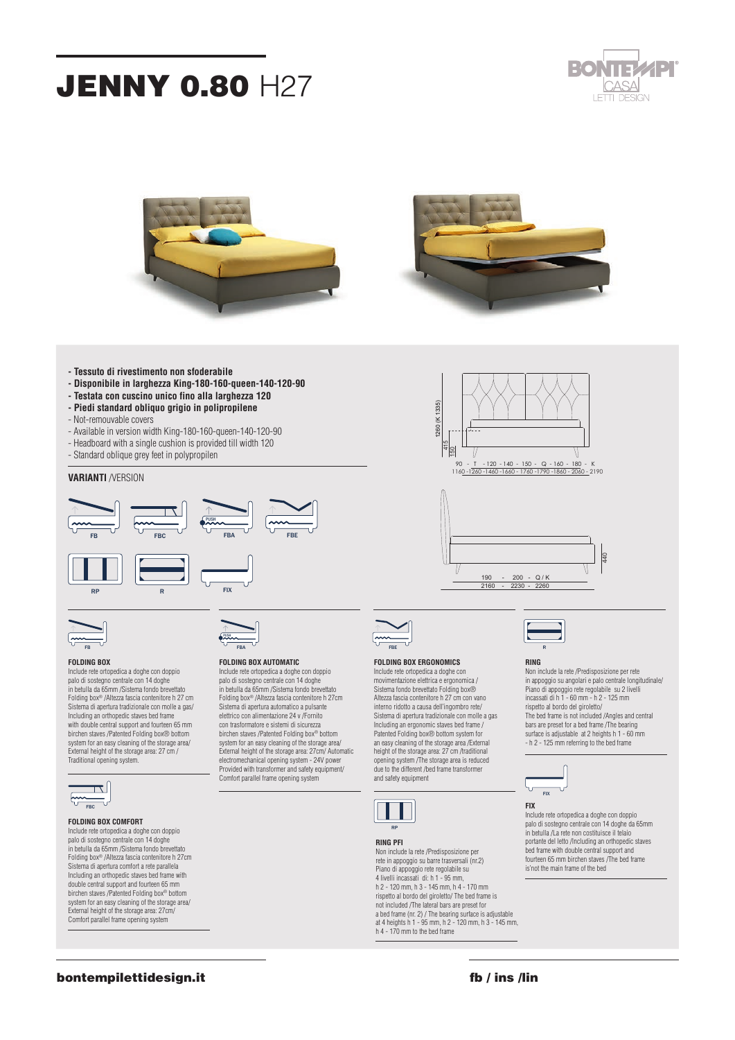# JENNY 0.80 H27

BONTEMPI CASA LETTI DESIGN

- **Tessuto di rivestimento non sfoderabile**
- **Disponibile in larghezza King-180-160-queen-140-120-90**
- **Testata con cuscino unico fino alla larghezza 120**
- **Piedi standard obliquo grigio in polipropilene**
- Not-removable covers
- Available in version width King-180-160-queen-140-120-90
- Headboard with a single cushion is provided till width 120
- Standard oblique grey feet in polypropilen

1260 (K 1335)
415
150
90 - T - 120 - 140 - 150 - Q - 160 - 180 - K
1160 - 1260 - 1460 - 1660 - 1760 - 1790 - 1860 - 2060 - 2190

440
190 - 200 - Q / K
2160 - 2230 - 2260

**VARIANTI** /VERSION

FB, FBC, FBA, FBE, RP, R, FIX

### FOLDING BOX

Include rete ortopedica a doghe con doppio palo di sostegno centrale con 14 doghe in betulla da 65mm /Sistema fondo brevettato Folding box® /Altezza fascia contenitore h 27 cm Sistema di apertura tradizionale con molle a gas/ Including an orthopedic staves bed frame with double central support and fourteen 65 mm birchen staves /Patented Folding box® bottom system for an easy cleaning of the storage area/ External height of the storage area: 27 cm / Traditional opening system.

### FOLDING BOX COMFORT

Include rete ortopedica a doghe con doppio palo di sostegno centrale con 14 doghe in betulla da 65mm /Sistema fondo brevettato Folding box® /Altezza fascia contenitore h 27cm Sistema di apertura comfort a rete parallela Including an orthopedic staves bed frame with double central support and fourteen 65 mm birchen staves /Patented Folding box® bottom system for an easy cleaning of the storage area/ External height of the storage area: 27cm/ Comfort parallel frame opening system

### FOLDING BOX AUTOMATIC

Include rete ortopedica a doghe con doppio palo di sostegno centrale con 14 doghe in betulla da 65mm /Sistema fondo brevettato Folding box® /Altezza fascia contenitore h 27cm Sistema di apertura automatico a pulsante elettrico con alimentazione 24 v /Fornito con trasformatore e sistemi di sicurezza Including an orthopedic staves bed frame with double central support and fourteen 65 mm birchen staves /Patented Folding box® bottom system for an easy cleaning of the storage area/ External height of the storage area: 27cm/ Automatic electromechanical opening system - 24V power Provided with transformer and safety equipment/ Comfort parallel frame opening system

### FOLDING BOX ERGONOMICS

Include rete ortopedica a doghe con movimentazione elettrica e ergonomica / Sistema fondo brevettato Folding box® Altezza fascia contenitore h 27 cm con vano interno ridotto a causa dell'ingombro rete/ Sistema di apertura tradizionale con molle a gas Including an ergonomic staves bed frame / Patented Folding box® bottom system for an easy cleaning of the storage area /External height of the storage area: 27 cm /traditional opening system /The storage area is reduced due to the different /bed frame transformer and safety equipment

### RING PFI

Non include la rete /Predisposizione per rete in appoggio su barre trasversali (nr.2) Piano di appoggio rete regolabile su 4 livelli incassati di: h 1 - 95 mm, h 2 - 120 mm, h 3 - 145 mm, h 4 - 170 mm rispetto al bordo del giroletto/ The bed frame is not included /The lateral bars are preset for a bed frame (nr. 2) / The bearing surface is adjustable at 4 heights h 1 - 95 mm, h 2 - 120 mm, h 3 - 145 mm, h 4 - 170 mm to the bed frame

### RING

Non include la rete /Predisposizione per rete in appoggio su angolari e palo centrale longitudinale/ Piano di appoggio rete regolabile su 2 livelli incassati di h 1 - 60 mm - h 2 - 125 mm rispetto al bordo del giroletto/ The bed frame is not included /Angles and central bars are preset for a bed frame /The bearing surface is adjustable at 2 heights h 1 - 60 mm - h 2 - 125 mm referring to the bed frame

### FIX

Include rete ortopedica a doghe con doppio palo di sostegno centrale con 14 doghe da 65mm in betulla /La rete non costituisce il telaio portante del letto /Including an orthopedic staves bed frame with double central support and fourteen 65 mm birchen staves /The bed frame is'not the main frame of the bed

**bontempilettidesign.it** **fb / ins /lin**